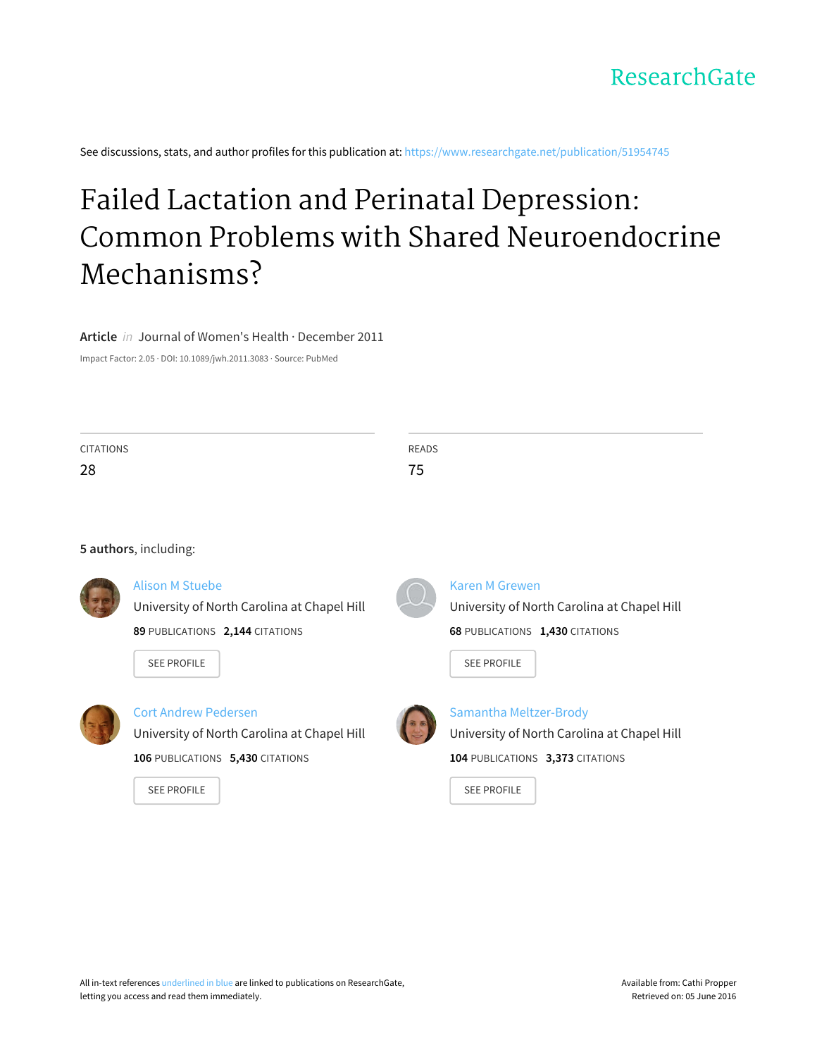ResearchGate

See discussions, stats, and author profiles for this publication at: https://www.researchgate.net/publication/51954745

# Failed Lactation and Perinatal Depression: Common Problems with Shared Neuroendocrine Mechanisms?

**Article** *in* Journal of Women's Health · December 2011

Impact Factor: 2.05 · DOI: 10.1089/jwh.2011.3083 · Source: PubMed

| CITATIONS | READS |
|---|---|
| 28 | 75 |

**5 authors**, including:

**Alison M Stuebe**
University of North Carolina at Chapel Hill
**89** PUBLICATIONS **2,144** CITATIONS

SEE PROFILE

**Karen M Grewen**
University of North Carolina at Chapel Hill
**68** PUBLICATIONS **1,430** CITATIONS

SEE PROFILE

**Cort Andrew Pedersen**
University of North Carolina at Chapel Hill
**106** PUBLICATIONS **5,430** CITATIONS

SEE PROFILE

**Samantha Meltzer-Brody**
University of North Carolina at Chapel Hill
**104** PUBLICATIONS **3,373** CITATIONS

SEE PROFILE

All in-text references underlined in blue are linked to publications on ResearchGate, letting you access and read them immediately.

Available from: Cathi Propper
Retrieved on: 05 June 2016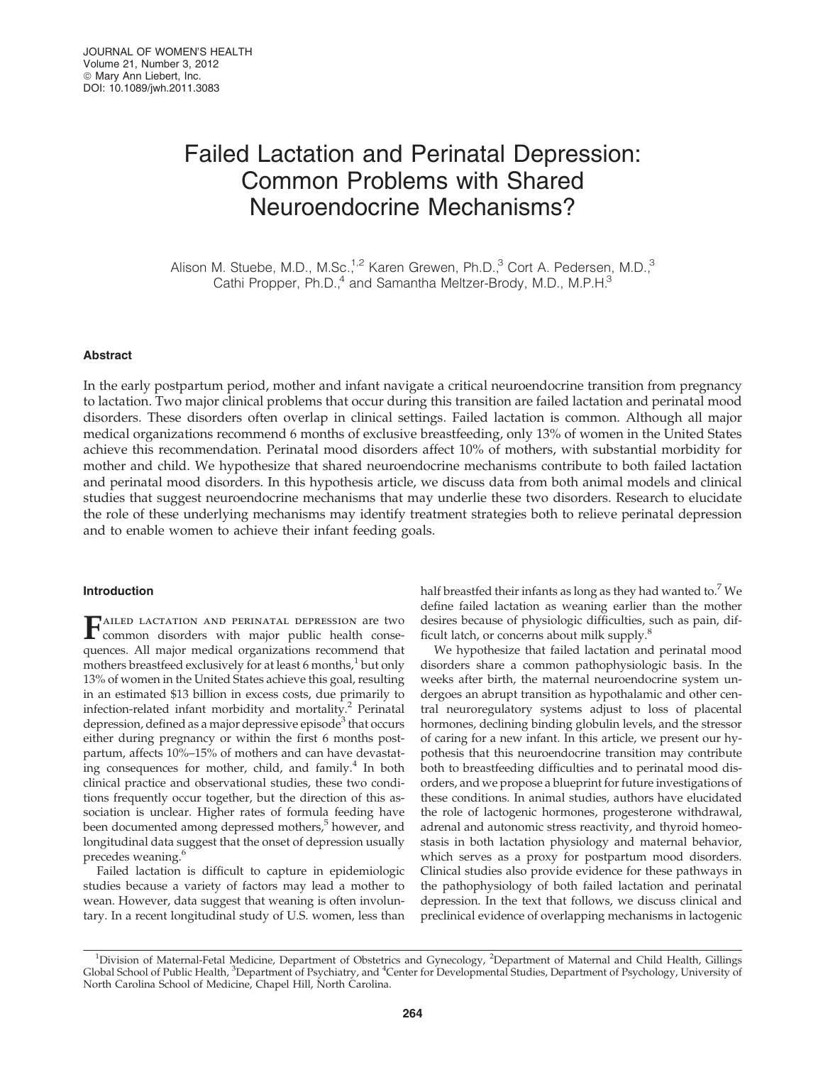JOURNAL OF WOMEN'S HEALTH
Volume 21, Number 3, 2012
© Mary Ann Liebert, Inc.
DOI: 10.1089/jwh.2011.3083

# Failed Lactation and Perinatal Depression: Common Problems with Shared Neuroendocrine Mechanisms?

Alison M. Stuebe, M.D., M.Sc.,[1,2] Karen Grewen, Ph.D.,[3] Cort A. Pedersen, M.D.,[3] Cathi Propper, Ph.D.,[4] and Samantha Meltzer-Brody, M.D., M.P.H.[3]

## Abstract

In the early postpartum period, mother and infant navigate a critical neuroendocrine transition from pregnancy to lactation. Two major clinical problems that occur during this transition are failed lactation and perinatal mood disorders. These disorders often overlap in clinical settings. Failed lactation is common. Although all major medical organizations recommend 6 months of exclusive breastfeeding, only 13% of women in the United States achieve this recommendation. Perinatal mood disorders affect 10% of mothers, with substantial morbidity for mother and child. We hypothesize that shared neuroendocrine mechanisms contribute to both failed lactation and perinatal mood disorders. In this hypothesis article, we discuss data from both animal models and clinical studies that suggest neuroendocrine mechanisms that may underlie these two disorders. Research to elucidate the role of these underlying mechanisms may identify treatment strategies both to relieve perinatal depression and to enable women to achieve their infant feeding goals.

## Introduction

Failed lactation and perinatal depression are two common disorders with major public health consequences. All major medical organizations recommend that mothers breastfeed exclusively for at least 6 months,[1] but only 13% of women in the United States achieve this goal, resulting in an estimated $13 billion in excess costs, due primarily to infection-related infant morbidity and mortality.[2] Perinatal depression, defined as a major depressive episode[3] that occurs either during pregnancy or within the first 6 months postpartum, affects 10%–15% of mothers and can have devastating consequences for mother, child, and family.[4] In both clinical practice and observational studies, these two conditions frequently occur together, but the direction of this association is unclear. Higher rates of formula feeding have been documented among depressed mothers,[5] however, and longitudinal data suggest that the onset of depression usually precedes weaning.[6]

Failed lactation is difficult to capture in epidemiologic studies because a variety of factors may lead a mother to wean. However, data suggest that weaning is often involuntary. In a recent longitudinal study of U.S. women, less than half breastfed their infants as long as they had wanted to.[7] We define failed lactation as weaning earlier than the mother desires because of physiologic difficulties, such as pain, difficult latch, or concerns about milk supply.[8]

We hypothesize that failed lactation and perinatal mood disorders share a common pathophysiologic basis. In the weeks after birth, the maternal neuroendocrine system undergoes an abrupt transition as hypothalamic and other central neuroregulatory systems adjust to loss of placental hormones, declining binding globulin levels, and the stressor of caring for a new infant. In this article, we present our hypothesis that this neuroendocrine transition may contribute both to breastfeeding difficulties and to perinatal mood disorders, and we propose a blueprint for future investigations of these conditions. In animal studies, authors have elucidated the role of lactogenic hormones, progesterone withdrawal, adrenal and autonomic stress reactivity, and thyroid homeostasis in both lactation physiology and maternal behavior, which serves as a proxy for postpartum mood disorders. Clinical studies also provide evidence for these pathways in the pathophysiology of both failed lactation and perinatal depression. In the text that follows, we discuss clinical and preclinical evidence of overlapping mechanisms in lactogenic

[1]Division of Maternal-Fetal Medicine, Department of Obstetrics and Gynecology, [2]Department of Maternal and Child Health, Gillings Global School of Public Health, [3]Department of Psychiatry, and [4]Center for Developmental Studies, Department of Psychology, University of North Carolina School of Medicine, Chapel Hill, North Carolina.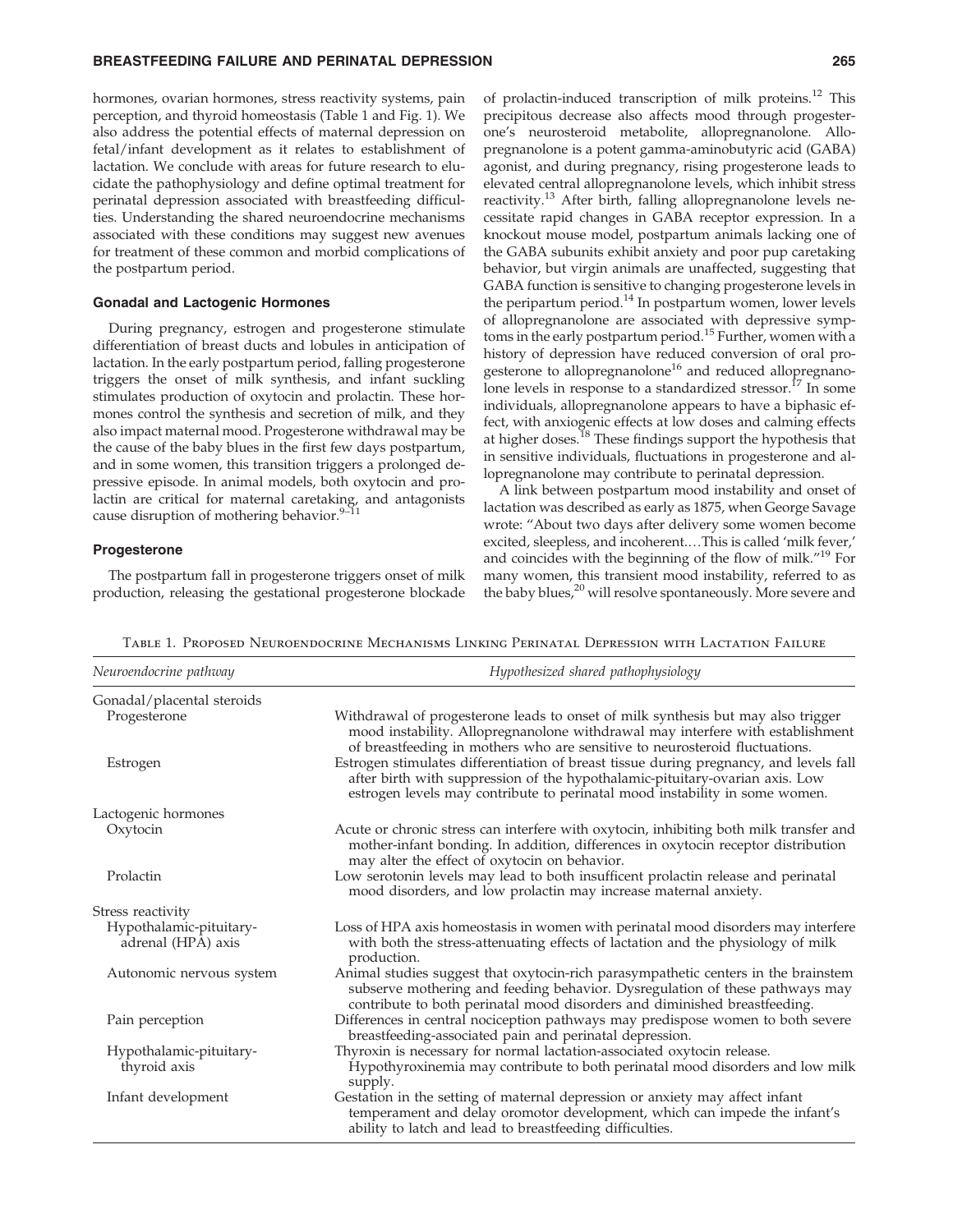hormones, ovarian hormones, stress reactivity systems, pain perception, and thyroid homeostasis (Table 1 and Fig. 1). We also address the potential effects of maternal depression on fetal/infant development as it relates to establishment of lactation. We conclude with areas for future research to elucidate the pathophysiology and define optimal treatment for perinatal depression associated with breastfeeding difficulties. Understanding the shared neuroendocrine mechanisms associated with these conditions may suggest new avenues for treatment of these common and morbid complications of the postpartum period.

### Gonadal and Lactogenic Hormones

During pregnancy, estrogen and progesterone stimulate differentiation of breast ducts and lobules in anticipation of lactation. In the early postpartum period, falling progesterone triggers the onset of milk synthesis, and infant suckling stimulates production of oxytocin and prolactin. These hormones control the synthesis and secretion of milk, and they also impact maternal mood. Progesterone withdrawal may be the cause of the baby blues in the first few days postpartum, and in some women, this transition triggers a prolonged depressive episode. In animal models, both oxytocin and prolactin are critical for maternal caretaking, and antagonists cause disruption of mothering behavior.[9–11]

### Progesterone

The postpartum fall in progesterone triggers onset of milk production, releasing the gestational progesterone blockade of prolactin-induced transcription of milk proteins.[12] This precipitous decrease also affects mood through progesterone's neurosteroid metabolite, allopregnanolone. Allopregnanolone is a potent gamma-aminobutyric acid (GABA) agonist, and during pregnancy, rising progesterone leads to elevated central allopregnanolone levels, which inhibit stress reactivity.[13] After birth, falling allopregnanolone levels necessitate rapid changes in GABA receptor expression. In a knockout mouse model, postpartum animals lacking one of the GABA subunits exhibit anxiety and poor pup caretaking behavior, but virgin animals are unaffected, suggesting that GABA function is sensitive to changing progesterone levels in the peripartum period.[14] In postpartum women, lower levels of allopregnanolone are associated with depressive symptoms in the early postpartum period.[15] Further, women with a history of depression have reduced conversion of oral progesterone to allopregnanolone[16] and reduced allopregnanolone levels in response to a standardized stressor.[17] In some individuals, allopregnanolone appears to have a biphasic effect, with anxiogenic effects at low doses and calming effects at higher doses.[18] These findings support the hypothesis that in sensitive individuals, fluctuations in progesterone and allopregnanolone may contribute to perinatal depression.

A link between postpartum mood instability and onset of lactation was described as early as 1875, when George Savage wrote: "About two days after delivery some women become excited, sleepless, and incoherent.…This is called 'milk fever,' and coincides with the beginning of the flow of milk."[19] For many women, this transient mood instability, referred to as the baby blues,[20] will resolve spontaneously. More severe and

Table 1. Proposed Neuroendocrine Mechanisms Linking Perinatal Depression with Lactation Failure

| *Neuroendocrine pathway* | *Hypothesized shared pathophysiology* |
|---|---|
| Gonadal/placental steroids | |
| Progesterone | Withdrawal of progesterone leads to onset of milk synthesis but may also trigger mood instability. Allopregnanolone withdrawal may interfere with establishment of breastfeeding in mothers who are sensitive to neurosteroid fluctuations. |
| Estrogen | Estrogen stimulates differentiation of breast tissue during pregnancy, and levels fall after birth with suppression of the hypothalamic-pituitary-ovarian axis. Low estrogen levels may contribute to perinatal mood instability in some women. |
| Lactogenic hormones | |
| Oxytocin | Acute or chronic stress can interfere with oxytocin, inhibiting both milk transfer and mother-infant bonding. In addition, differences in oxytocin receptor distribution may alter the effect of oxytocin on behavior. |
| Prolactin | Low serotonin levels may lead to both insufficient prolactin release and perinatal mood disorders, and low prolactin may increase maternal anxiety. |
| Stress reactivity | |
| Hypothalamic-pituitary-adrenal (HPA) axis | Loss of HPA axis homeostasis in women with perinatal mood disorders may interfere with both the stress-attenuating effects of lactation and the physiology of milk production. |
| Autonomic nervous system | Animal studies suggest that oxytocin-rich parasympathetic centers in the brainstem subserve mothering and feeding behavior. Dysregulation of these pathways may contribute to both perinatal mood disorders and diminished breastfeeding. |
| Pain perception | Differences in central nociception pathways may predispose women to both severe breastfeeding-associated pain and perinatal depression. |
| Hypothalamic-pituitary-thyroid axis | Thyroxin is necessary for normal lactation-associated oxytocin release. Hypothyroxinemia may contribute to both perinatal mood disorders and low milk supply. |
| Infant development | Gestation in the setting of maternal depression or anxiety may affect infant temperament and delay oromotor development, which can impede the infant's ability to latch and lead to breastfeeding difficulties. |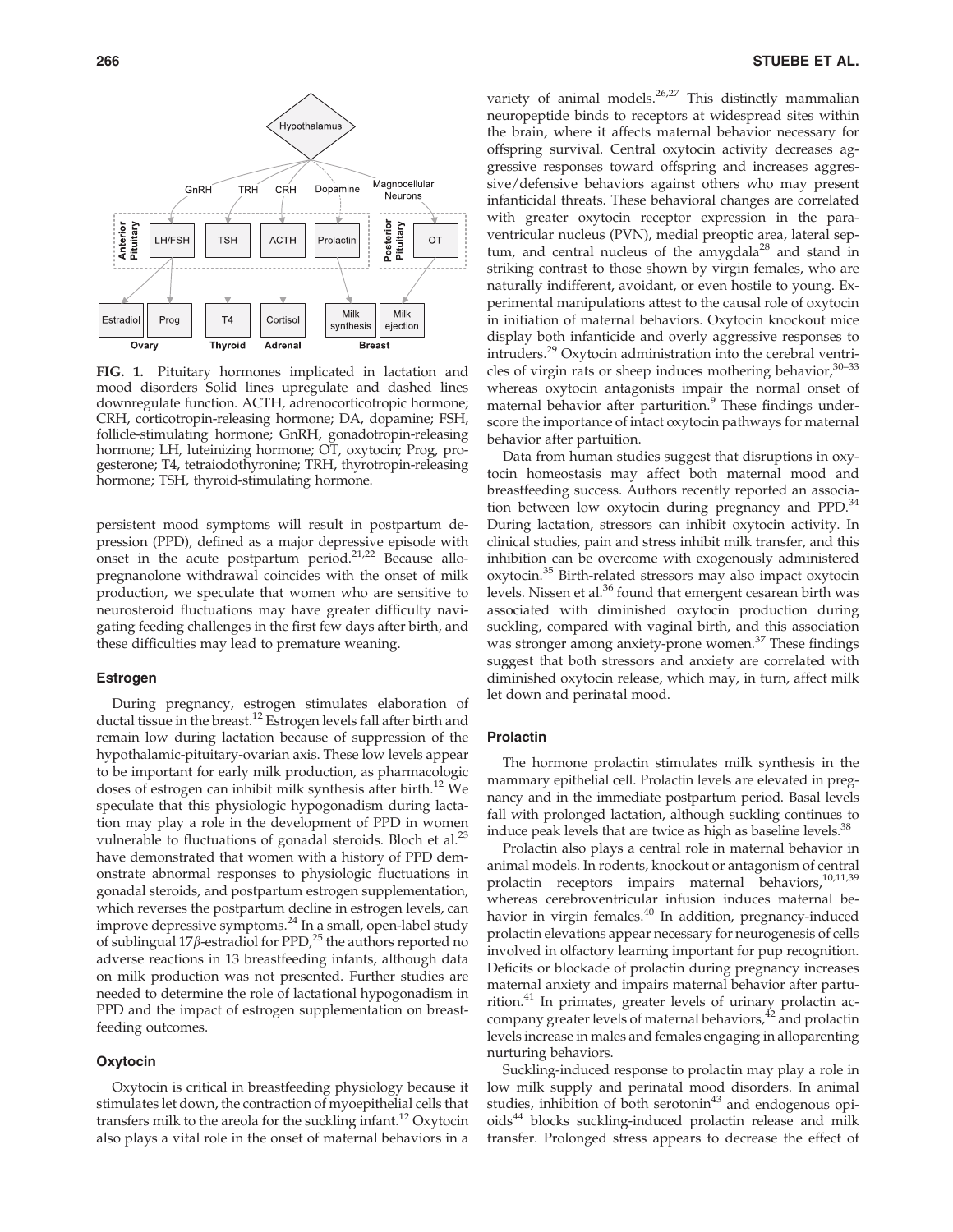**FIG. 1.** Pituitary hormones implicated in lactation and mood disorders Solid lines upregulate and dashed lines downregulate function. ACTH, adrenocorticotropic hormone; CRH, corticotropin-releasing hormone; DA, dopamine; FSH, follicle-stimulating hormone; GnRH, gonadotropin-releasing hormone; LH, luteinizing hormone; OT, oxytocin; Prog, progesterone; T4, tetraiodothyronine; TRH, thyrotropin-releasing hormone; TSH, thyroid-stimulating hormone.

persistent mood symptoms will result in postpartum depression (PPD), defined as a major depressive episode with onset in the acute postpartum period.[21,22] Because allopregnanolone withdrawal coincides with the onset of milk production, we speculate that women who are sensitive to neurosteroid fluctuations may have greater difficulty navigating feeding challenges in the first few days after birth, and these difficulties may lead to premature weaning.

### Estrogen

During pregnancy, estrogen stimulates elaboration of ductal tissue in the breast.[12] Estrogen levels fall after birth and remain low during lactation because of suppression of the hypothalamic-pituitary-ovarian axis. These low levels appear to be important for early milk production, as pharmacologic doses of estrogen can inhibit milk synthesis after birth.[12] We speculate that this physiologic hypogonadism during lactation may play a role in the development of PPD in women vulnerable to fluctuations of gonadal steroids. Bloch et al.[23] have demonstrated that women with a history of PPD demonstrate abnormal responses to physiologic fluctuations in gonadal steroids, and postpartum estrogen supplementation, which reverses the postpartum decline in estrogen levels, can improve depressive symptoms.[24] In a small, open-label study of sublingual 17$\beta$-estradiol for PPD,[25] the authors reported no adverse reactions in 13 breastfeeding infants, although data on milk production was not presented. Further studies are needed to determine the role of lactational hypogonadism in PPD and the impact of estrogen supplementation on breastfeeding outcomes.

### Oxytocin

Oxytocin is critical in breastfeeding physiology because it stimulates let down, the contraction of myoepithelial cells that transfers milk to the areola for the suckling infant.[12] Oxytocin also plays a vital role in the onset of maternal behaviors in a variety of animal models.[26,27] This distinctly mammalian neuropeptide binds to receptors at widespread sites within the brain, where it affects maternal behavior necessary for offspring survival. Central oxytocin activity decreases aggressive responses toward offspring and increases aggressive/defensive behaviors against others who may present infanticidal threats. These behavioral changes are correlated with greater oxytocin receptor expression in the paraventricular nucleus (PVN), medial preoptic area, lateral septum, and central nucleus of the amygdala[28] and stand in striking contrast to those shown by virgin females, who are naturally indifferent, avoidant, or even hostile to young. Experimental manipulations attest to the causal role of oxytocin in initiation of maternal behaviors. Oxytocin knockout mice display both infanticide and overly aggressive responses to intruders.[29] Oxytocin administration into the cerebral ventricles of virgin rats or sheep induces mothering behavior,[30–33] whereas oxytocin antagonists impair the normal onset of maternal behavior after parturition.[9] These findings underscore the importance of intact oxytocin pathways for maternal behavior after partuition.

Data from human studies suggest that disruptions in oxytocin homeostasis may affect both maternal mood and breastfeeding success. Authors recently reported an association between low oxytocin during pregnancy and PPD.[34] During lactation, stressors can inhibit oxytocin activity. In clinical studies, pain and stress inhibit milk transfer, and this inhibition can be overcome with exogenously administered oxytocin.[35] Birth-related stressors may also impact oxytocin levels. Nissen et al.[36] found that emergent cesarean birth was associated with diminished oxytocin production during suckling, compared with vaginal birth, and this association was stronger among anxiety-prone women.[37] These findings suggest that both stressors and anxiety are correlated with diminished oxytocin release, which may, in turn, affect milk let down and perinatal mood.

### Prolactin

The hormone prolactin stimulates milk synthesis in the mammary epithelial cell. Prolactin levels are elevated in pregnancy and in the immediate postpartum period. Basal levels fall with prolonged lactation, although suckling continues to induce peak levels that are twice as high as baseline levels.[38]

Prolactin also plays a central role in maternal behavior in animal models. In rodents, knockout or antagonism of central prolactin receptors impairs maternal behaviors,[10,11,39] whereas cerebroventricular infusion induces maternal behavior in virgin females.[40] In addition, pregnancy-induced prolactin elevations appear necessary for neurogenesis of cells involved in olfactory learning important for pup recognition. Deficits or blockade of prolactin during pregnancy increases maternal anxiety and impairs maternal behavior after parturition.[41] In primates, greater levels of urinary prolactin accompany greater levels of maternal behaviors,[42] and prolactin levels increase in males and females engaging in alloparenting nurturing behaviors.

Suckling-induced response to prolactin may play a role in low milk supply and perinatal mood disorders. In animal studies, inhibition of both serotonin[43] and endogenous opioids[44] blocks suckling-induced prolactin release and milk transfer. Prolonged stress appears to decrease the effect of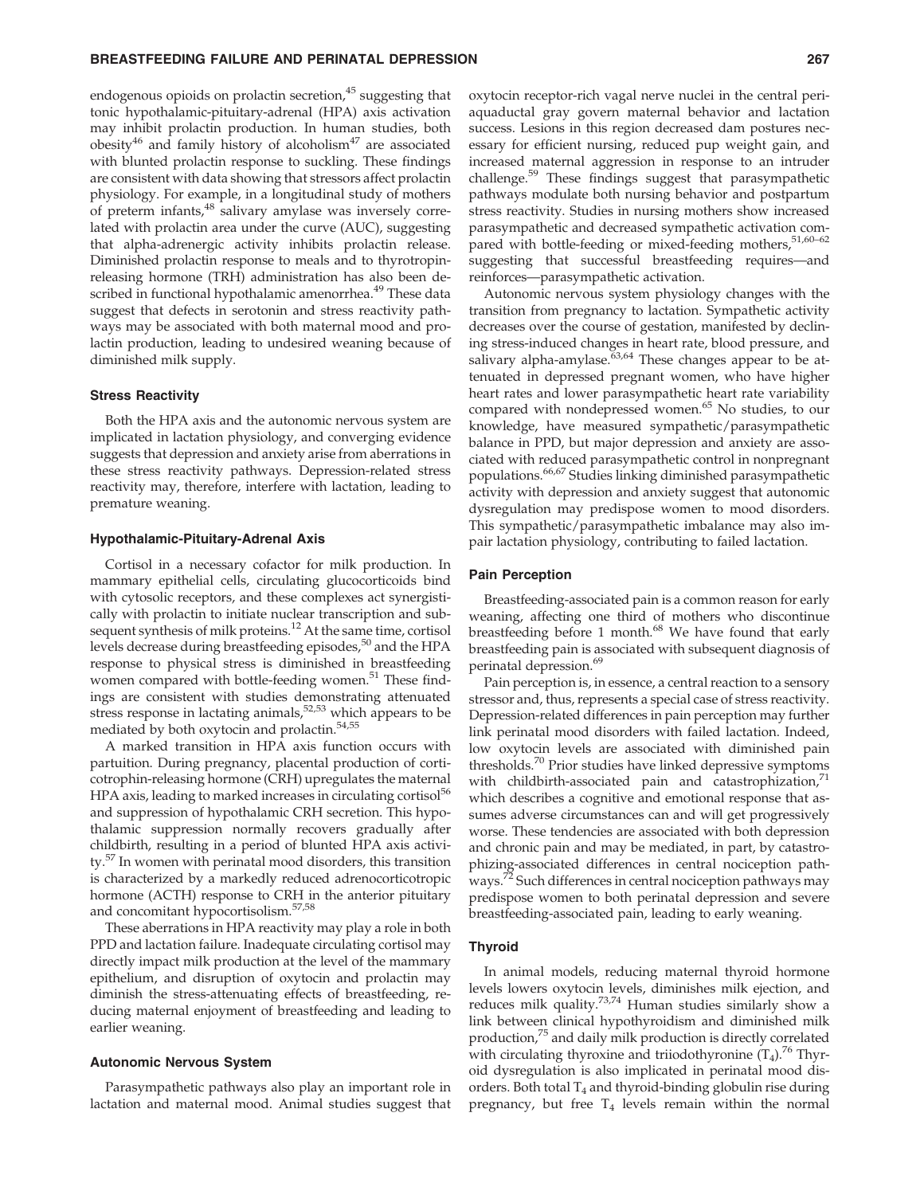endogenous opioids on prolactin secretion,[45] suggesting that tonic hypothalamic-pituitary-adrenal (HPA) axis activation may inhibit prolactin production. In human studies, both obesity[46] and family history of alcoholism[47] are associated with blunted prolactin response to suckling. These findings are consistent with data showing that stressors affect prolactin physiology. For example, in a longitudinal study of mothers of preterm infants,[48] salivary amylase was inversely correlated with prolactin area under the curve (AUC), suggesting that alpha-adrenergic activity inhibits prolactin release. Diminished prolactin response to meals and to thyrotropin-releasing hormone (TRH) administration has also been described in functional hypothalamic amenorrhea.[49] These data suggest that defects in serotonin and stress reactivity pathways may be associated with both maternal mood and prolactin production, leading to undesired weaning because of diminished milk supply.

### Stress Reactivity

Both the HPA axis and the autonomic nervous system are implicated in lactation physiology, and converging evidence suggests that depression and anxiety arise from aberrations in these stress reactivity pathways. Depression-related stress reactivity may, therefore, interfere with lactation, leading to premature weaning.

### Hypothalamic-Pituitary-Adrenal Axis

Cortisol in a necessary cofactor for milk production. In mammary epithelial cells, circulating glucocorticoids bind with cytosolic receptors, and these complexes act synergistically with prolactin to initiate nuclear transcription and subsequent synthesis of milk proteins.[12] At the same time, cortisol levels decrease during breastfeeding episodes,[50] and the HPA response to physical stress is diminished in breastfeeding women compared with bottle-feeding women.[51] These findings are consistent with studies demonstrating attenuated stress response in lactating animals,[52,53] which appears to be mediated by both oxytocin and prolactin.[54,55]

A marked transition in HPA axis function occurs with partuition. During pregnancy, placental production of corticotrophin-releasing hormone (CRH) upregulates the maternal HPA axis, leading to marked increases in circulating cortisol[56] and suppression of hypothalamic CRH secretion. This hypothalamic suppression normally recovers gradually after childbirth, resulting in a period of blunted HPA axis activity.[57] In women with perinatal mood disorders, this transition is characterized by a markedly reduced adrenocorticotropic hormone (ACTH) response to CRH in the anterior pituitary and concomitant hypocortisolism.[57,58]

These aberrations in HPA reactivity may play a role in both PPD and lactation failure. Inadequate circulating cortisol may directly impact milk production at the level of the mammary epithelium, and disruption of oxytocin and prolactin may diminish the stress-attenuating effects of breastfeeding, reducing maternal enjoyment of breastfeeding and leading to earlier weaning.

### Autonomic Nervous System

Parasympathetic pathways also play an important role in lactation and maternal mood. Animal studies suggest that oxytocin receptor-rich vagal nerve nuclei in the central periaquaductal gray govern maternal behavior and lactation success. Lesions in this region decreased dam postures necessary for efficient nursing, reduced pup weight gain, and increased maternal aggression in response to an intruder challenge.[59] These findings suggest that parasympathetic pathways modulate both nursing behavior and postpartum stress reactivity. Studies in nursing mothers show increased parasympathetic and decreased sympathetic activation compared with bottle-feeding or mixed-feeding mothers,[51,60–62] suggesting that successful breastfeeding requires—and reinforces—parasympathetic activation.

Autonomic nervous system physiology changes with the transition from pregnancy to lactation. Sympathetic activity decreases over the course of gestation, manifested by declining stress-induced changes in heart rate, blood pressure, and salivary alpha-amylase.[63,64] These changes appear to be attenuated in depressed pregnant women, who have higher heart rates and lower parasympathetic heart rate variability compared with nondepressed women.[65] No studies, to our knowledge, have measured sympathetic/parasympathetic balance in PPD, but major depression and anxiety are associated with reduced parasympathetic control in nonpregnant populations.[66,67] Studies linking diminished parasympathetic activity with depression and anxiety suggest that autonomic dysregulation may predispose women to mood disorders. This sympathetic/parasympathetic imbalance may also impair lactation physiology, contributing to failed lactation.

### Pain Perception

Breastfeeding-associated pain is a common reason for early weaning, affecting one third of mothers who discontinue breastfeeding before 1 month.[68] We have found that early breastfeeding pain is associated with subsequent diagnosis of perinatal depression.[69]

Pain perception is, in essence, a central reaction to a sensory stressor and, thus, represents a special case of stress reactivity. Depression-related differences in pain perception may further link perinatal mood disorders with failed lactation. Indeed, low oxytocin levels are associated with diminished pain thresholds.[70] Prior studies have linked depressive symptoms with childbirth-associated pain and catastrophization,[71] which describes a cognitive and emotional response that assumes adverse circumstances can and will get progressively worse. These tendencies are associated with both depression and chronic pain and may be mediated, in part, by catastrophizing-associated differences in central nociception pathways.[72] Such differences in central nociception pathways may predispose women to both perinatal depression and severe breastfeeding-associated pain, leading to early weaning.

### Thyroid

In animal models, reducing maternal thyroid hormone levels lowers oxytocin levels, diminishes milk ejection, and reduces milk quality.[73,74] Human studies similarly show a link between clinical hypothyroidism and diminished milk production,[75] and daily milk production is directly correlated with circulating thyroxine and triiodothyronine ($T_4$).[76] Thyroid dysregulation is also implicated in perinatal mood disorders. Both total $T_4$ and thyroid-binding globulin rise during pregnancy, but free $T_4$ levels remain within the normal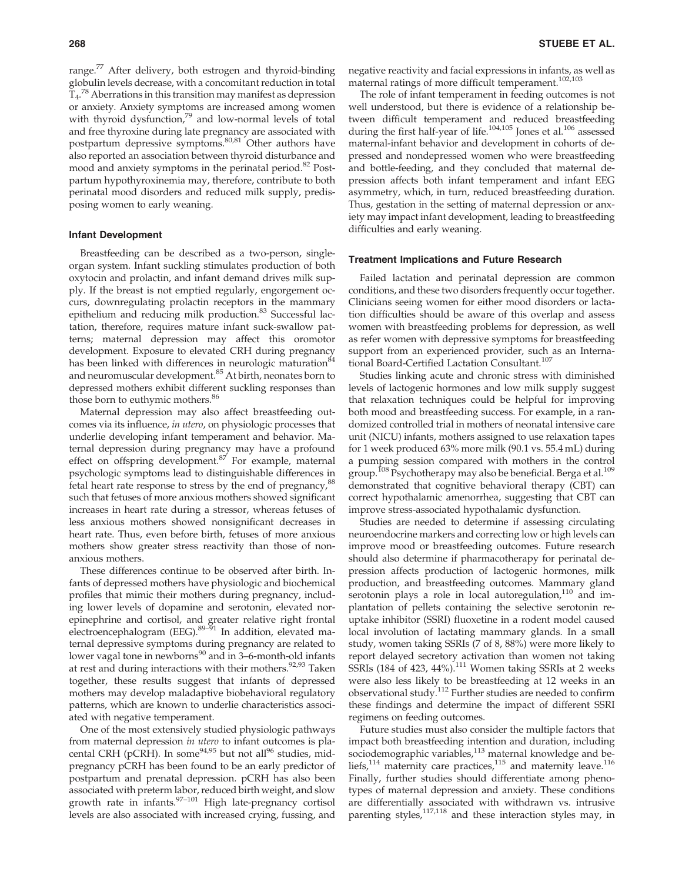range.[77] After delivery, both estrogen and thyroid-binding globulin levels decrease, with a concomitant reduction in total $T_4$.[78] Aberrations in this transition may manifest as depression or anxiety. Anxiety symptoms are increased among women with thyroid dysfunction,[79] and low-normal levels of total and free thyroxine during late pregnancy are associated with postpartum depressive symptoms.[80,81] Other authors have also reported an association between thyroid disturbance and mood and anxiety symptoms in the perinatal period.[82] Postpartum hypothyroxinemia may, therefore, contribute to both perinatal mood disorders and reduced milk supply, predisposing women to early weaning.

### Infant Development

Breastfeeding can be described as a two-person, single-organ system. Infant suckling stimulates production of both oxytocin and prolactin, and infant demand drives milk supply. If the breast is not emptied regularly, engorgement occurs, downregulating prolactin receptors in the mammary epithelium and reducing milk production.[83] Successful lactation, therefore, requires mature infant suck-swallow patterns; maternal depression may affect this oromotor development. Exposure to elevated CRH during pregnancy has been linked with differences in neurologic maturation[84] and neuromuscular development.[85] At birth, neonates born to depressed mothers exhibit different suckling responses than those born to euthymic mothers.[86]

Maternal depression may also affect breastfeeding outcomes via its influence, *in utero*, on physiologic processes that underlie developing infant temperament and behavior. Maternal depression during pregnancy may have a profound effect on offspring development.[87] For example, maternal psychologic symptoms lead to distinguishable differences in fetal heart rate response to stress by the end of pregnancy,[88] such that fetuses of more anxious mothers showed significant increases in heart rate during a stressor, whereas fetuses of less anxious mothers showed nonsignificant decreases in heart rate. Thus, even before birth, fetuses of more anxious mothers show greater stress reactivity than those of nonanxious mothers.

These differences continue to be observed after birth. Infants of depressed mothers have physiologic and biochemical profiles that mimic their mothers during pregnancy, including lower levels of dopamine and serotonin, elevated norepinephrine and cortisol, and greater relative right frontal electroencephalogram (EEG).[89–91] In addition, elevated maternal depressive symptoms during pregnancy are related to lower vagal tone in newborns[90] and in 3–6-month-old infants at rest and during interactions with their mothers.[92,93] Taken together, these results suggest that infants of depressed mothers may develop maladaptive biobehavioral regulatory patterns, which are known to underlie characteristics associated with negative temperament.

One of the most extensively studied physiologic pathways from maternal depression *in utero* to infant outcomes is placental CRH (pCRH). In some[94,95] but not all[96] studies, mid-pregnancy pCRH has been found to be an early predictor of postpartum and prenatal depression. pCRH has also been associated with preterm labor, reduced birth weight, and slow growth rate in infants.[97–101] High late-pregnancy cortisol levels are also associated with increased crying, fussing, and negative reactivity and facial expressions in infants, as well as maternal ratings of more difficult temperament.[102,103]

The role of infant temperament in feeding outcomes is not well understood, but there is evidence of a relationship between difficult temperament and reduced breastfeeding during the first half-year of life.[104,105] Jones et al.[106] assessed maternal-infant behavior and development in cohorts of depressed and nondepressed women who were breastfeeding and bottle-feeding, and they concluded that maternal depression affects both infant temperament and infant EEG asymmetry, which, in turn, reduced breastfeeding duration. Thus, gestation in the setting of maternal depression or anxiety may impact infant development, leading to breastfeeding difficulties and early weaning.

### Treatment Implications and Future Research

Failed lactation and perinatal depression are common conditions, and these two disorders frequently occur together. Clinicians seeing women for either mood disorders or lactation difficulties should be aware of this overlap and assess women with breastfeeding problems for depression, as well as refer women with depressive symptoms for breastfeeding support from an experienced provider, such as an International Board-Certified Lactation Consultant.[107]

Studies linking acute and chronic stress with diminished levels of lactogenic hormones and low milk supply suggest that relaxation techniques could be helpful for improving both mood and breastfeeding success. For example, in a randomized controlled trial in mothers of neonatal intensive care unit (NICU) infants, mothers assigned to use relaxation tapes for 1 week produced 63% more milk (90.1 vs. 55.4 mL) during a pumping session compared with mothers in the control group.[108] Psychotherapy may also be beneficial. Berga et al.[109] demonstrated that cognitive behavioral therapy (CBT) can correct hypothalamic amenorrhea, suggesting that CBT can improve stress-associated hypothalamic dysfunction.

Studies are needed to determine if assessing circulating neuroendocrine markers and correcting low or high levels can improve mood or breastfeeding outcomes. Future research should also determine if pharmacotherapy for perinatal depression affects production of lactogenic hormones, milk production, and breastfeeding outcomes. Mammary gland serotonin plays a role in local autoregulation,[110] and implantation of pellets containing the selective serotonin reuptake inhibitor (SSRI) fluoxetine in a rodent model caused local involution of lactating mammary glands. In a small study, women taking SSRIs (7 of 8, 88%) were more likely to report delayed secretory activation than women not taking SSRIs (184 of 423, 44%).[111] Women taking SSRIs at 2 weeks were also less likely to be breastfeeding at 12 weeks in an observational study.[112] Further studies are needed to confirm these findings and determine the impact of different SSRI regimens on feeding outcomes.

Future studies must also consider the multiple factors that impact both breastfeeding intention and duration, including sociodemographic variables,[113] maternal knowledge and beliefs,[114] maternity care practices,[115] and maternity leave.[116] Finally, further studies should differentiate among phenotypes of maternal depression and anxiety. These conditions are differentially associated with withdrawn vs. intrusive parenting styles,[117,118] and these interaction styles may, in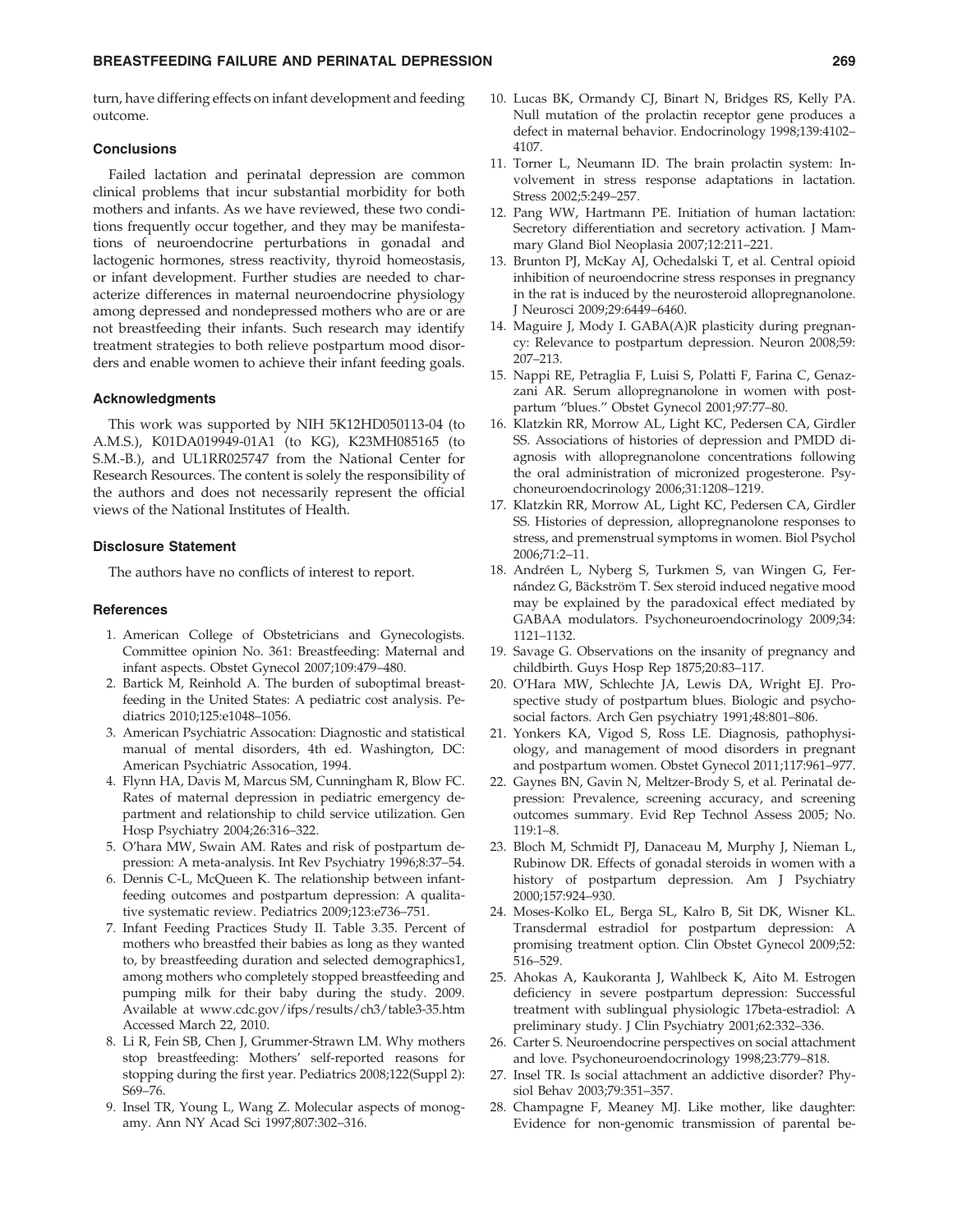turn, have differing effects on infant development and feeding outcome.

### Conclusions

Failed lactation and perinatal depression are common clinical problems that incur substantial morbidity for both mothers and infants. As we have reviewed, these two conditions frequently occur together, and they may be manifestations of neuroendocrine perturbations in gonadal and lactogenic hormones, stress reactivity, thyroid homeostasis, or infant development. Further studies are needed to characterize differences in maternal neuroendocrine physiology among depressed and nondepressed mothers who are or are not breastfeeding their infants. Such research may identify treatment strategies to both relieve postpartum mood disorders and enable women to achieve their infant feeding goals.

### Acknowledgments

This work was supported by NIH 5K12HD050113-04 (to A.M.S.), K01DA019949-01A1 (to KG), K23MH085165 (to S.M.-B.), and UL1RR025747 from the National Center for Research Resources. The content is solely the responsibility of the authors and does not necessarily represent the official views of the National Institutes of Health.

### Disclosure Statement

The authors have no conflicts of interest to report.

### References

1. American College of Obstetricians and Gynecologists. Committee opinion No. 361: Breastfeeding: Maternal and infant aspects. Obstet Gynecol 2007;109:479–480.
2. Bartick M, Reinhold A. The burden of suboptimal breastfeeding in the United States: A pediatric cost analysis. Pediatrics 2010;125:e1048–1056.
3. American Psychiatric Assocation: Diagnostic and statistical manual of mental disorders, 4th ed. Washington, DC: American Psychiatric Assocation, 1994.
4. Flynn HA, Davis M, Marcus SM, Cunningham R, Blow FC. Rates of maternal depression in pediatric emergency department and relationship to child service utilization. Gen Hosp Psychiatry 2004;26:316–322.
5. O'hara MW, Swain AM. Rates and risk of postpartum depression: A meta-analysis. Int Rev Psychiatry 1996;8:37–54.
6. Dennis C-L, McQueen K. The relationship between infant-feeding outcomes and postpartum depression: A qualitative systematic review. Pediatrics 2009;123:e736–751.
7. Infant Feeding Practices Study II. Table 3.35. Percent of mothers who breastfed their babies as long as they wanted to, by breastfeeding duration and selected demographics1, among mothers who completely stopped breastfeeding and pumping milk for their baby during the study. 2009. Available at www.cdc.gov/ifps/results/ch3/table3-35.htm Accessed March 22, 2010.
8. Li R, Fein SB, Chen J, Grummer-Strawn LM. Why mothers stop breastfeeding: Mothers' self-reported reasons for stopping during the first year. Pediatrics 2008;122(Suppl 2): S69–76.
9. Insel TR, Young L, Wang Z. Molecular aspects of monogamy. Ann NY Acad Sci 1997;807:302–316.
10. Lucas BK, Ormandy CJ, Binart N, Bridges RS, Kelly PA. Null mutation of the prolactin receptor gene produces a defect in maternal behavior. Endocrinology 1998;139:4102–4107.
11. Torner L, Neumann ID. The brain prolactin system: Involvement in stress response adaptations in lactation. Stress 2002;5:249–257.
12. Pang WW, Hartmann PE. Initiation of human lactation: Secretory differentiation and secretory activation. J Mammary Gland Biol Neoplasia 2007;12:211–221.
13. Brunton PJ, McKay AJ, Ochedalski T, et al. Central opioid inhibition of neuroendocrine stress responses in pregnancy in the rat is induced by the neurosteroid allopregnanolone. J Neurosci 2009;29:6449–6460.
14. Maguire J, Mody I. GABA(A)R plasticity during pregnancy: Relevance to postpartum depression. Neuron 2008;59: 207–213.
15. Nappi RE, Petraglia F, Luisi S, Polatti F, Farina C, Genazzani AR. Serum allopregnanolone in women with postpartum "blues." Obstet Gynecol 2001;97:77–80.
16. Klatzkin RR, Morrow AL, Light KC, Pedersen CA, Girdler SS. Associations of histories of depression and PMDD diagnosis with allopregnanolone concentrations following the oral administration of micronized progesterone. Psychoneuroendocrinology 2006;31:1208–1219.
17. Klatzkin RR, Morrow AL, Light KC, Pedersen CA, Girdler SS. Histories of depression, allopregnanolone responses to stress, and premenstrual symptoms in women. Biol Psychol 2006;71:2–11.
18. Andréen L, Nyberg S, Turkmen S, van Wingen G, Fernández G, Bäckström T. Sex steroid induced negative mood may be explained by the paradoxical effect mediated by GABAA modulators. Psychoneuroendocrinology 2009;34: 1121–1132.
19. Savage G. Observations on the insanity of pregnancy and childbirth. Guys Hosp Rep 1875;20:83–117.
20. O'Hara MW, Schlechte JA, Lewis DA, Wright EJ. Prospective study of postpartum blues. Biologic and psychosocial factors. Arch Gen psychiatry 1991;48:801–806.
21. Yonkers KA, Vigod S, Ross LE. Diagnosis, pathophysiology, and management of mood disorders in pregnant and postpartum women. Obstet Gynecol 2011;117:961–977.
22. Gaynes BN, Gavin N, Meltzer-Brody S, et al. Perinatal depression: Prevalence, screening accuracy, and screening outcomes summary. Evid Rep Technol Assess 2005; No. 119:1–8.
23. Bloch M, Schmidt PJ, Danaceau M, Murphy J, Nieman L, Rubinow DR. Effects of gonadal steroids in women with a history of postpartum depression. Am J Psychiatry 2000;157:924–930.
24. Moses-Kolko EL, Berga SL, Kalro B, Sit DK, Wisner KL. Transdermal estradiol for postpartum depression: A promising treatment option. Clin Obstet Gynecol 2009;52: 516–529.
25. Ahokas A, Kaukoranta J, Wahlbeck K, Aito M. Estrogen deficiency in severe postpartum depression: Successful treatment with sublingual physiologic 17beta-estradiol: A preliminary study. J Clin Psychiatry 2001;62:332–336.
26. Carter S. Neuroendocrine perspectives on social attachment and love. Psychoneuroendocrinology 1998;23:779–818.
27. Insel TR. Is social attachment an addictive disorder? Physiol Behav 2003;79:351–357.
28. Champagne F, Meaney MJ. Like mother, like daughter: Evidence for non-genomic transmission of parental be-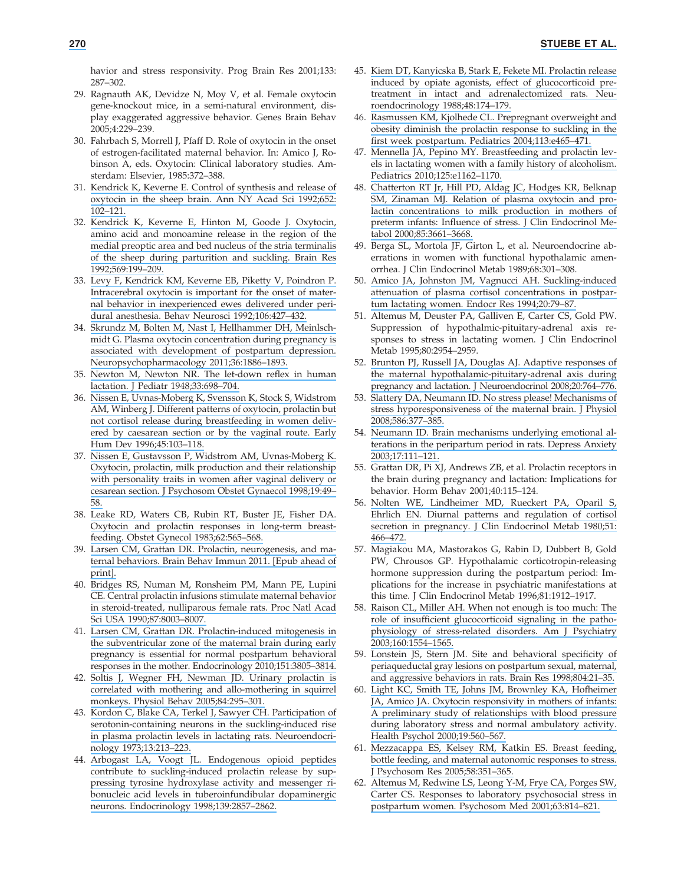havior and stress responsivity. Prog Brain Res 2001;133: 287–302.

29. Ragnauth AK, Devidze N, Moy V, et al. Female oxytocin gene-knockout mice, in a semi-natural environment, display exaggerated aggressive behavior. Genes Brain Behav 2005;4:229–239.
30. Fahrbach S, Morrell J, Pfaff D. Role of oxytocin in the onset of estrogen-facilitated maternal behavior. In: Amico J, Robinson A, eds. Oxytocin: Clinical laboratory studies. Amsterdam: Elsevier, 1985:372–388.
31. Kendrick K, Keverne E. Control of synthesis and release of oxytocin in the sheep brain. Ann NY Acad Sci 1992;652: 102–121.
32. Kendrick K, Keverne E, Hinton M, Goode J. Oxytocin, amino acid and monoamine release in the region of the medial preoptic area and bed nucleus of the stria terminalis of the sheep during parturition and suckling. Brain Res 1992;569:199–209.
33. Levy F, Kendrick KM, Keverne EB, Piketty V, Poindron P. Intracerebral oxytocin is important for the onset of maternal behavior in inexperienced ewes delivered under peridural anesthesia. Behav Neurosci 1992;106:427–432.
34. Skrundz M, Bolten M, Nast I, Hellhammer DH, Meinlschmidt G. Plasma oxytocin concentration during pregnancy is associated with development of postpartum depression. Neuropsychopharmacology 2011;36:1886–1893.
35. Newton M, Newton NR. The let-down reflex in human lactation. J Pediatr 1948;33:698–704.
36. Nissen E, Uvnas-Moberg K, Svensson K, Stock S, Widstrom AM, Winberg J. Different patterns of oxytocin, prolactin but not cortisol release during breastfeeding in women delivered by caesarean section or by the vaginal route. Early Hum Dev 1996;45:103–118.
37. Nissen E, Gustavsson P, Widstrom AM, Uvnas-Moberg K. Oxytocin, prolactin, milk production and their relationship with personality traits in women after vaginal delivery or cesarean section. J Psychosom Obstet Gynaecol 1998;19:49–58.
38. Leake RD, Waters CB, Rubin RT, Buster JE, Fisher DA. Oxytocin and prolactin responses in long-term breastfeeding. Obstet Gynecol 1983;62:565–568.
39. Larsen CM, Grattan DR. Prolactin, neurogenesis, and maternal behaviors. Brain Behav Immun 2011. [Epub ahead of print].
40. Bridges RS, Numan M, Ronsheim PM, Mann PE, Lupini CE. Central prolactin infusions stimulate maternal behavior in steroid-treated, nulliparous female rats. Proc Natl Acad Sci USA 1990;87:8003–8007.
41. Larsen CM, Grattan DR. Prolactin-induced mitogenesis in the subventricular zone of the maternal brain during early pregnancy is essential for normal postpartum behavioral responses in the mother. Endocrinology 2010;151:3805–3814.
42. Soltis J, Wegner FH, Newman JD. Urinary prolactin is correlated with mothering and allo-mothering in squirrel monkeys. Physiol Behav 2005;84:295–301.
43. Kordon C, Blake CA, Terkel J, Sawyer CH. Participation of serotonin-containing neurons in the suckling-induced rise in plasma prolactin levels in lactating rats. Neuroendocrinology 1973;13:213–223.
44. Arbogast LA, Voogt JL. Endogenous opioid peptides contribute to suckling-induced prolactin release by suppressing tyrosine hydroxylase activity and messenger ribonucleic acid levels in tuberoinfundibular dopaminergic neurons. Endocrinology 1998;139:2857–2862.
45. Kiem DT, Kanyicska B, Stark E, Fekete MI. Prolactin release induced by opiate agonists, effect of glucocorticoid pretreatment in intact and adrenalectomized rats. Neuroendocrinology 1988;48:174–179.
46. Rasmussen KM, Kjolhede CL. Prepregnant overweight and obesity diminish the prolactin response to suckling in the first week postpartum. Pediatrics 2004;113:e465–471.
47. Mennella JA, Pepino MY. Breastfeeding and prolactin levels in lactating women with a family history of alcoholism. Pediatrics 2010;125:e1162–1170.
48. Chatterton RT Jr, Hill PD, Aldag JC, Hodges KR, Belknap SM, Zinaman MJ. Relation of plasma oxytocin and prolactin concentrations to milk production in mothers of preterm infants: Influence of stress. J Clin Endocrinol Metabol 2000;85:3661–3668.
49. Berga SL, Mortola JF, Girton L, et al. Neuroendocrine aberrations in women with functional hypothalamic amenorrhea. J Clin Endocrinol Metab 1989;68:301–308.
50. Amico JA, Johnston JM, Vagnucci AH. Suckling-induced attenuation of plasma cortisol concentrations in postpartum lactating women. Endocr Res 1994;20:79–87.
51. Altemus M, Deuster PA, Galliven E, Carter CS, Gold PW. Suppression of hypothalmic-pituitary-adrenal axis responses to stress in lactating women. J Clin Endocrinol Metab 1995;80:2954–2959.
52. Brunton PJ, Russell JA, Douglas AJ. Adaptive responses of the maternal hypothalamic-pituitary-adrenal axis during pregnancy and lactation. J Neuroendocrinol 2008;20:764–776.
53. Slattery DA, Neumann ID. No stress please! Mechanisms of stress hyporesponsiveness of the maternal brain. J Physiol 2008;586:377–385.
54. Neumann ID. Brain mechanisms underlying emotional alterations in the peripartum period in rats. Depress Anxiety 2003;17:111–121.
55. Grattan DR, Pi XJ, Andrews ZB, et al. Prolactin receptors in the brain during pregnancy and lactation: Implications for behavior. Horm Behav 2001;40:115–124.
56. Nolten WE, Lindheimer MD, Rueckert PA, Oparil S, Ehrlich EN. Diurnal patterns and regulation of cortisol secretion in pregnancy. J Clin Endocrinol Metab 1980;51: 466–472.
57. Magiakou MA, Mastorakos G, Rabin D, Dubbert B, Gold PW, Chrousos GP. Hypothalamic corticotropin-releasing hormone suppression during the postpartum period: Implications for the increase in psychiatric manifestations at this time. J Clin Endocrinol Metab 1996;81:1912–1917.
58. Raison CL, Miller AH. When not enough is too much: The role of insufficient glucocorticoid signaling in the pathophysiology of stress-related disorders. Am J Psychiatry 2003;160:1554–1565.
59. Lonstein JS, Stern JM. Site and behavioral specificity of periaqueductal gray lesions on postpartum sexual, maternal, and aggressive behaviors in rats. Brain Res 1998;804:21–35.
60. Light KC, Smith TE, Johns JM, Brownley KA, Hofheimer JA, Amico JA. Oxytocin responsivity in mothers of infants: A preliminary study of relationships with blood pressure during laboratory stress and normal ambulatory activity. Health Psychol 2000;19:560–567.
61. Mezzacappa ES, Kelsey RM, Katkin ES. Breast feeding, bottle feeding, and maternal autonomic responses to stress. J Psychosom Res 2005;58:351–365.
62. Altemus M, Redwine LS, Leong Y-M, Frye CA, Porges SW, Carter CS. Responses to laboratory psychosocial stress in postpartum women. Psychosom Med 2001;63:814–821.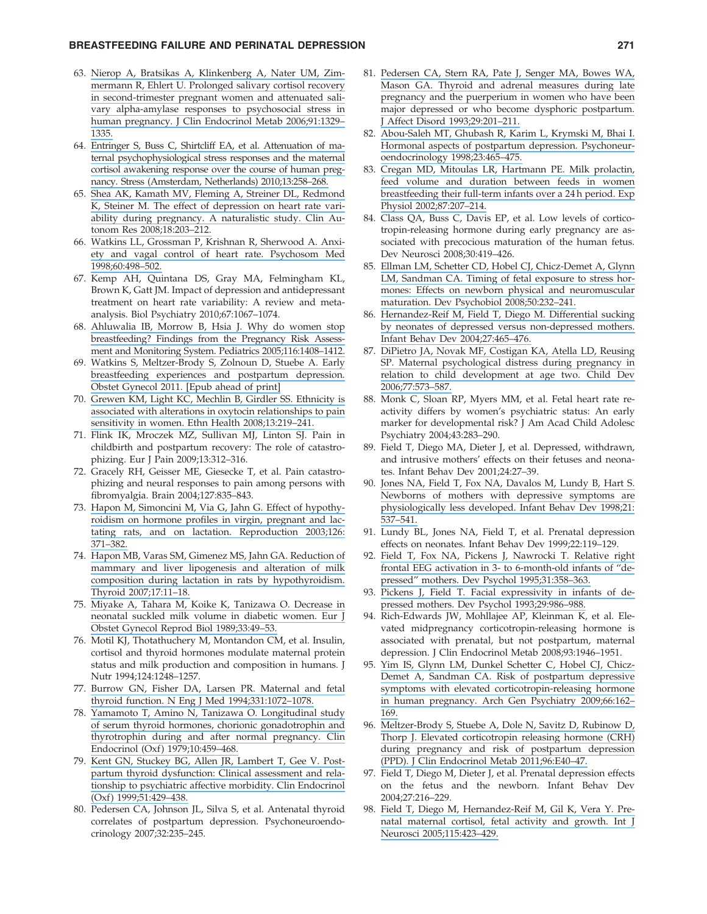63. Nierop A, Bratsikas A, Klinkenberg A, Nater UM, Zimmermann R, Ehlert U. Prolonged salivary cortisol recovery in second-trimester pregnant women and attenuated salivary alpha-amylase responses to psychosocial stress in human pregnancy. J Clin Endocrinol Metab 2006;91:1329–1335.
64. Entringer S, Buss C, Shirtcliff EA, et al. Attenuation of maternal psychophysiological stress responses and the maternal cortisol awakening response over the course of human pregnancy. Stress (Amsterdam, Netherlands) 2010;13:258–268.
65. Shea AK, Kamath MV, Fleming A, Streiner DL, Redmond K, Steiner M. The effect of depression on heart rate variability during pregnancy. A naturalistic study. Clin Autonom Res 2008;18:203–212.
66. Watkins LL, Grossman P, Krishnan R, Sherwood A. Anxiety and vagal control of heart rate. Psychosom Med 1998;60:498–502.
67. Kemp AH, Quintana DS, Gray MA, Felmingham KL, Brown K, Gatt JM. Impact of depression and antidepressant treatment on heart rate variability: A review and meta-analysis. Biol Psychiatry 2010;67:1067–1074.
68. Ahluwalia IB, Morrow B, Hsia J. Why do women stop breastfeeding? Findings from the Pregnancy Risk Assessment and Monitoring System. Pediatrics 2005;116:1408–1412.
69. Watkins S, Meltzer-Brody S, Zolnoun D, Stuebe A. Early breastfeeding experiences and postpartum depression. Obstet Gynecol 2011. [Epub ahead of print]
70. Grewen KM, Light KC, Mechlin B, Girdler SS. Ethnicity is associated with alterations in oxytocin relationships to pain sensitivity in women. Ethn Health 2008;13:219–241.
71. Flink IK, Mroczek MZ, Sullivan MJ, Linton SJ. Pain in childbirth and postpartum recovery: The role of catastrophizing. Eur J Pain 2009;13:312–316.
72. Gracely RH, Geisser ME, Giesecke T, et al. Pain catastrophizing and neural responses to pain among persons with fibromyalgia. Brain 2004;127:835–843.
73. Hapon M, Simoncini M, Via G, Jahn G. Effect of hypothyroidism on hormone profiles in virgin, pregnant and lactating rats, and on lactation. Reproduction 2003;126:371–382.
74. Hapon MB, Varas SM, Gimenez MS, Jahn GA. Reduction of mammary and liver lipogenesis and alteration of milk composition during lactation in rats by hypothyroidism. Thyroid 2007;17:11–18.
75. Miyake A, Tahara M, Koike K, Tanizawa O. Decrease in neonatal suckled milk volume in diabetic women. Eur J Obstet Gynecol Reprod Biol 1989;33:49–53.
76. Motil KJ, Thotathuchery M, Montandon CM, et al. Insulin, cortisol and thyroid hormones modulate maternal protein status and milk production and composition in humans. J Nutr 1994;124:1248–1257.
77. Burrow GN, Fisher DA, Larsen PR. Maternal and fetal thyroid function. N Eng J Med 1994;331:1072–1078.
78. Yamamoto T, Amino N, Tanizawa O. Longitudinal study of serum thyroid hormones, chorionic gonadotrophin and thyrotrophin during and after normal pregnancy. Clin Endocrinol (Oxf) 1979;10:459–468.
79. Kent GN, Stuckey BG, Allen JR, Lambert T, Gee V. Postpartum thyroid dysfunction: Clinical assessment and relationship to psychiatric affective morbidity. Clin Endocrinol (Oxf) 1999;51:429–438.
80. Pedersen CA, Johnson JL, Silva S, et al. Antenatal thyroid correlates of postpartum depression. Psychoneuroendocrinology 2007;32:235–245.
81. Pedersen CA, Stern RA, Pate J, Senger MA, Bowes WA, Mason GA. Thyroid and adrenal measures during late pregnancy and the puerperium in women who have been major depressed or who become dysphoric postpartum. J Affect Disord 1993;29:201–211.
82. Abou-Saleh MT, Ghubash R, Karim L, Krymski M, Bhai I. Hormonal aspects of postpartum depression. Psychoneuroendocrinology 1998;23:465–475.
83. Cregan MD, Mitoulas LR, Hartmann PE. Milk prolactin, feed volume and duration between feeds in women breastfeeding their full-term infants over a 24 h period. Exp Physiol 2002;87:207–214.
84. Class QA, Buss C, Davis EP, et al. Low levels of corticotropin-releasing hormone during early pregnancy are associated with precocious maturation of the human fetus. Dev Neurosci 2008;30:419–426.
85. Ellman LM, Schetter CD, Hobel CJ, Chicz-Demet A, Glynn LM, Sandman CA. Timing of fetal exposure to stress hormones: Effects on newborn physical and neuromuscular maturation. Dev Psychobiol 2008;50:232–241.
86. Hernandez-Reif M, Field T, Diego M. Differential sucking by neonates of depressed versus non-depressed mothers. Infant Behav Dev 2004;27:465–476.
87. DiPietro JA, Novak MF, Costigan KA, Atella LD, Reusing SP. Maternal psychological distress during pregnancy in relation to child development at age two. Child Dev 2006;77:573–587.
88. Monk C, Sloan RP, Myers MM, et al. Fetal heart rate reactivity differs by women's psychiatric status: An early marker for developmental risk? J Am Acad Child Adolesc Psychiatry 2004;43:283–290.
89. Field T, Diego MA, Dieter J, et al. Depressed, withdrawn, and intrusive mothers' effects on their fetuses and neonates. Infant Behav Dev 2001;24:27–39.
90. Jones NA, Field T, Fox NA, Davalos M, Lundy B, Hart S. Newborns of mothers with depressive symptoms are physiologically less developed. Infant Behav Dev 1998;21:537–541.
91. Lundy BL, Jones NA, Field T, et al. Prenatal depression effects on neonates. Infant Behav Dev 1999;22:119–129.
92. Field T, Fox NA, Pickens J, Nawrocki T. Relative right frontal EEG activation in 3- to 6-month-old infants of "depressed" mothers. Dev Psychol 1995;31:358–363.
93. Pickens J, Field T. Facial expressivity in infants of depressed mothers. Dev Psychol 1993;29:986–988.
94. Rich-Edwards JW, Mohllajee AP, Kleinman K, et al. Elevated midpregnancy corticotropin-releasing hormone is associated with prenatal, but not postpartum, maternal depression. J Clin Endocrinol Metab 2008;93:1946–1951.
95. Yim IS, Glynn LM, Dunkel Schetter C, Hobel CJ, Chicz-Demet A, Sandman CA. Risk of postpartum depressive symptoms with elevated corticotropin-releasing hormone in human pregnancy. Arch Gen Psychiatry 2009;66:162–169.
96. Meltzer-Brody S, Stuebe A, Dole N, Savitz D, Rubinow D, Thorp J. Elevated corticotropin releasing hormone (CRH) during pregnancy and risk of postpartum depression (PPD). J Clin Endocrinol Metab 2011;96:E40–47.
97. Field T, Diego M, Dieter J, et al. Prenatal depression effects on the fetus and the newborn. Infant Behav Dev 2004;27:216–229.
98. Field T, Diego M, Hernandez-Reif M, Gil K, Vera Y. Prenatal maternal cortisol, fetal activity and growth. Int J Neurosci 2005;115:423–429.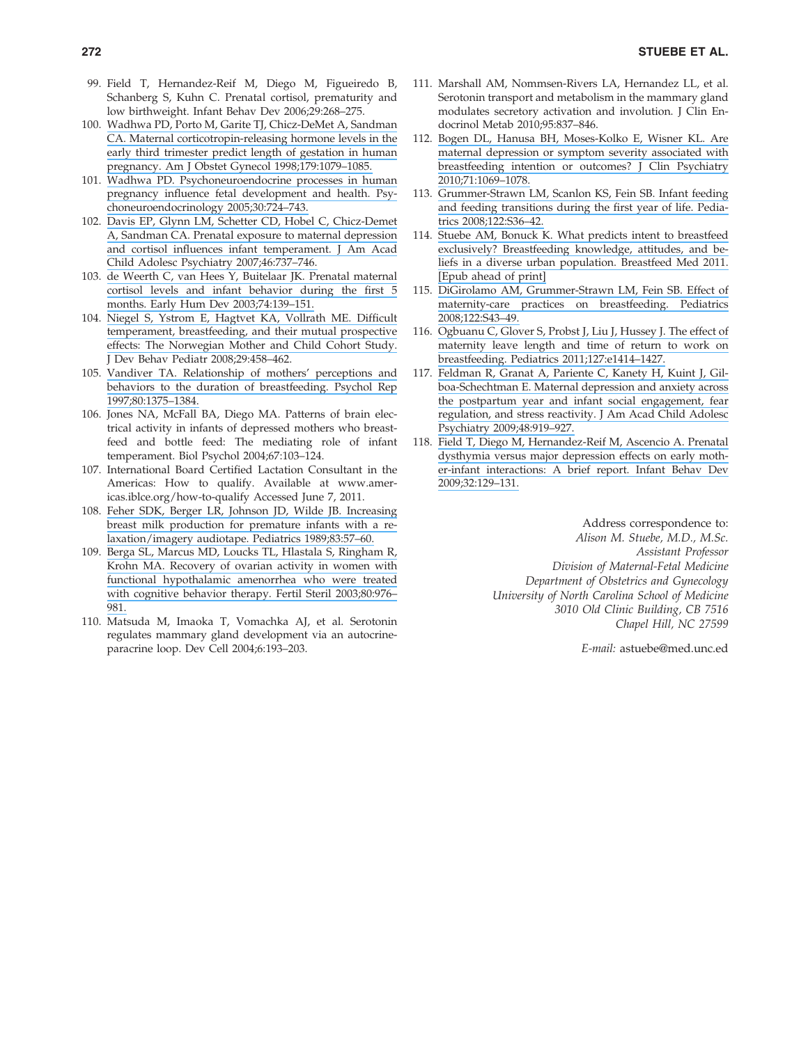99. Field T, Hernandez-Reif M, Diego M, Figueiredo B, Schanberg S, Kuhn C. Prenatal cortisol, prematurity and low birthweight. Infant Behav Dev 2006;29:268–275.
100. Wadhwa PD, Porto M, Garite TJ, Chicz-DeMet A, Sandman CA. Maternal corticotropin-releasing hormone levels in the early third trimester predict length of gestation in human pregnancy. Am J Obstet Gynecol 1998;179:1079–1085.
101. Wadhwa PD. Psychoneuroendocrine processes in human pregnancy influence fetal development and health. Psychoneuroendocrinology 2005;30:724–743.
102. Davis EP, Glynn LM, Schetter CD, Hobel C, Chicz-Demet A, Sandman CA. Prenatal exposure to maternal depression and cortisol influences infant temperament. J Am Acad Child Adolesc Psychiatry 2007;46:737–746.
103. de Weerth C, van Hees Y, Buitelaar JK. Prenatal maternal cortisol levels and infant behavior during the first 5 months. Early Hum Dev 2003;74:139–151.
104. Niegel S, Ystrom E, Hagtvet KA, Vollrath ME. Difficult temperament, breastfeeding, and their mutual prospective effects: The Norwegian Mother and Child Cohort Study. J Dev Behav Pediatr 2008;29:458–462.
105. Vandiver TA. Relationship of mothers' perceptions and behaviors to the duration of breastfeeding. Psychol Rep 1997;80:1375–1384.
106. Jones NA, McFall BA, Diego MA. Patterns of brain electrical activity in infants of depressed mothers who breastfeed and bottle feed: The mediating role of infant temperament. Biol Psychol 2004;67:103–124.
107. International Board Certified Lactation Consultant in the Americas: How to qualify. Available at www.americas.iblce.org/how-to-qualify Accessed June 7, 2011.
108. Feher SDK, Berger LR, Johnson JD, Wilde JB. Increasing breast milk production for premature infants with a relaxation/imagery audiotape. Pediatrics 1989;83:57–60.
109. Berga SL, Marcus MD, Loucks TL, Hlastala S, Ringham R, Krohn MA. Recovery of ovarian activity in women with functional hypothalamic amenorrhea who were treated with cognitive behavior therapy. Fertil Steril 2003;80:976–981.
110. Matsuda M, Imaoka T, Vomachka AJ, et al. Serotonin regulates mammary gland development via an autocrine-paracrine loop. Dev Cell 2004;6:193–203.
111. Marshall AM, Nommsen-Rivers LA, Hernandez LL, et al. Serotonin transport and metabolism in the mammary gland modulates secretory activation and involution. J Clin Endocrinol Metab 2010;95:837–846.
112. Bogen DL, Hanusa BH, Moses-Kolko E, Wisner KL. Are maternal depression or symptom severity associated with breastfeeding intention or outcomes? J Clin Psychiatry 2010;71:1069–1078.
113. Grummer-Strawn LM, Scanlon KS, Fein SB. Infant feeding and feeding transitions during the first year of life. Pediatrics 2008;122:S36–42.
114. Stuebe AM, Bonuck K. What predicts intent to breastfeed exclusively? Breastfeeding knowledge, attitudes, and beliefs in a diverse urban population. Breastfeed Med 2011. [Epub ahead of print]
115. DiGirolamo AM, Grummer-Strawn LM, Fein SB. Effect of maternity-care practices on breastfeeding. Pediatrics 2008;122:S43–49.
116. Ogbuanu C, Glover S, Probst J, Liu J, Hussey J. The effect of maternity leave length and time of return to work on breastfeeding. Pediatrics 2011;127:e1414–1427.
117. Feldman R, Granat A, Pariente C, Kanety H, Kuint J, Gilboa-Schechtman E. Maternal depression and anxiety across the postpartum year and infant social engagement, fear regulation, and stress reactivity. J Am Acad Child Adolesc Psychiatry 2009;48:919–927.
118. Field T, Diego M, Hernandez-Reif M, Ascencio A. Prenatal dysthymia versus major depression effects on early mother-infant interactions: A brief report. Infant Behav Dev 2009;32:129–131.

Address correspondence to:
*Alison M. Stuebe, M.D., M.Sc.*
*Assistant Professor*
*Division of Maternal-Fetal Medicine*
*Department of Obstetrics and Gynecology*
*University of North Carolina School of Medicine*
*3010 Old Clinic Building, CB 7516*
*Chapel Hill, NC 27599*

*E-mail:* astuebe@med.unc.ed